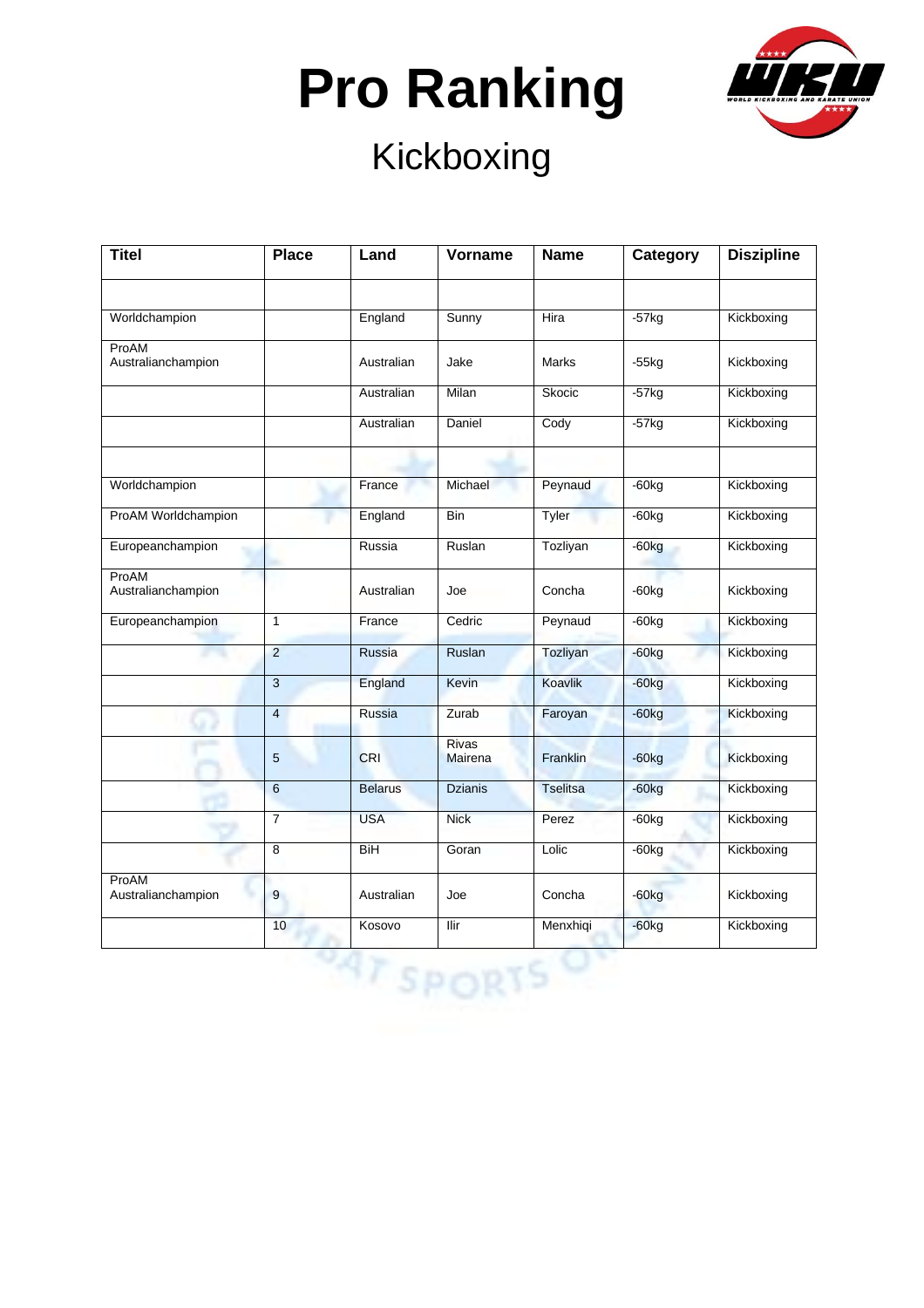# Pro Ranking

## Kickboxing

| Titel | Place | Land | Vorname | Name | Category | Diszipline |
|---|---|---|---|---|---|---|
| | | | | | | |
| Worldchampion | | England | Sunny | Hira | -57kg | Kickboxing |
| ProAM Australianchampion | | Australian | Jake | Marks | -55kg | Kickboxing |
| | | Australian | Milan | Skocic | -57kg | Kickboxing |
| | | Australian | Daniel | Cody | -57kg | Kickboxing |
| | | | | | | |
| Worldchampion | | France | Michael | Peynaud | -60kg | Kickboxing |
| ProAM Worldchampion | | England | Bin | Tyler | -60kg | Kickboxing |
| Europeanchampion | | Russia | Ruslan | Tozliyan | -60kg | Kickboxing |
| ProAM Australianchampion | | Australian | Joe | Concha | -60kg | Kickboxing |
| Europeanchampion | 1 | France | Cedric | Peynaud | -60kg | Kickboxing |
| | 2 | Russia | Ruslan | Tozliyan | -60kg | Kickboxing |
| | 3 | England | Kevin | Koavlik | -60kg | Kickboxing |
| | 4 | Russia | Zurab | Faroyan | -60kg | Kickboxing |
| | 5 | CRI | Rivas Mairena | Franklin | -60kg | Kickboxing |
| | 6 | Belarus | Dzianis | Tselitsa | -60kg | Kickboxing |
| | 7 | USA | Nick | Perez | -60kg | Kickboxing |
| | 8 | BiH | Goran | Lolic | -60kg | Kickboxing |
| ProAM Australianchampion | 9 | Australian | Joe | Concha | -60kg | Kickboxing |
| | 10 | Kosovo | Ilir | Menxhiqi | -60kg | Kickboxing |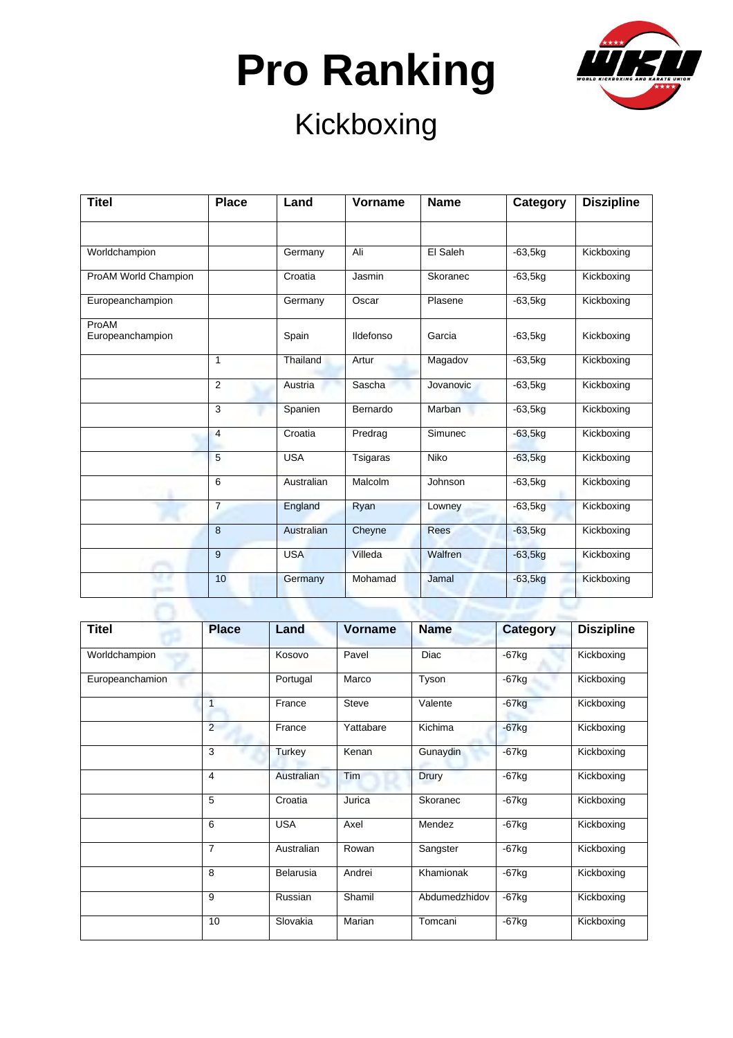# Pro Ranking

## Kickboxing

| Titel | Place | Land | Vorname | Name | Category | Diszipline |
|---|---|---|---|---|---|---|
| | | | | | | |
| Worldchampion | | Germany | Ali | El Saleh | -63,5kg | Kickboxing |
| ProAM World Champion | | Croatia | Jasmin | Skoranec | -63,5kg | Kickboxing |
| Europeanchampion | | Germany | Oscar | Plasene | -63,5kg | Kickboxing |
| ProAM Europeanchampion | | Spain | Ildefonso | Garcia | -63,5kg | Kickboxing |
| | 1 | Thailand | Artur | Magadov | -63,5kg | Kickboxing |
| | 2 | Austria | Sascha | Jovanovic | -63,5kg | Kickboxing |
| | 3 | Spanien | Bernardo | Marban | -63,5kg | Kickboxing |
| | 4 | Croatia | Predrag | Simunec | -63,5kg | Kickboxing |
| | 5 | USA | Tsigaras | Niko | -63,5kg | Kickboxing |
| | 6 | Australian | Malcolm | Johnson | -63,5kg | Kickboxing |
| | 7 | England | Ryan | Lowney | -63,5kg | Kickboxing |
| | 8 | Australian | Cheyne | Rees | -63,5kg | Kickboxing |
| | 9 | USA | Villeda | Walfren | -63,5kg | Kickboxing |
| | 10 | Germany | Mohamad | Jamal | -63,5kg | Kickboxing |

| Titel | Place | Land | Vorname | Name | Category | Diszipline |
|---|---|---|---|---|---|---|
| Worldchampion | | Kosovo | Pavel | Diac | -67kg | Kickboxing |
| Europeanchamion | | Portugal | Marco | Tyson | -67kg | Kickboxing |
| | 1 | France | Steve | Valente | -67kg | Kickboxing |
| | 2 | France | Yattabare | Kichima | -67kg | Kickboxing |
| | 3 | Turkey | Kenan | Gunaydin | -67kg | Kickboxing |
| | 4 | Australian | Tim | Drury | -67kg | Kickboxing |
| | 5 | Croatia | Jurica | Skoranec | -67kg | Kickboxing |
| | 6 | USA | Axel | Mendez | -67kg | Kickboxing |
| | 7 | Australian | Rowan | Sangster | -67kg | Kickboxing |
| | 8 | Belarusia | Andrei | Khamionak | -67kg | Kickboxing |
| | 9 | Russian | Shamil | Abdumedzhidov | -67kg | Kickboxing |
| | 10 | Slovakia | Marian | Tomcani | -67kg | Kickboxing |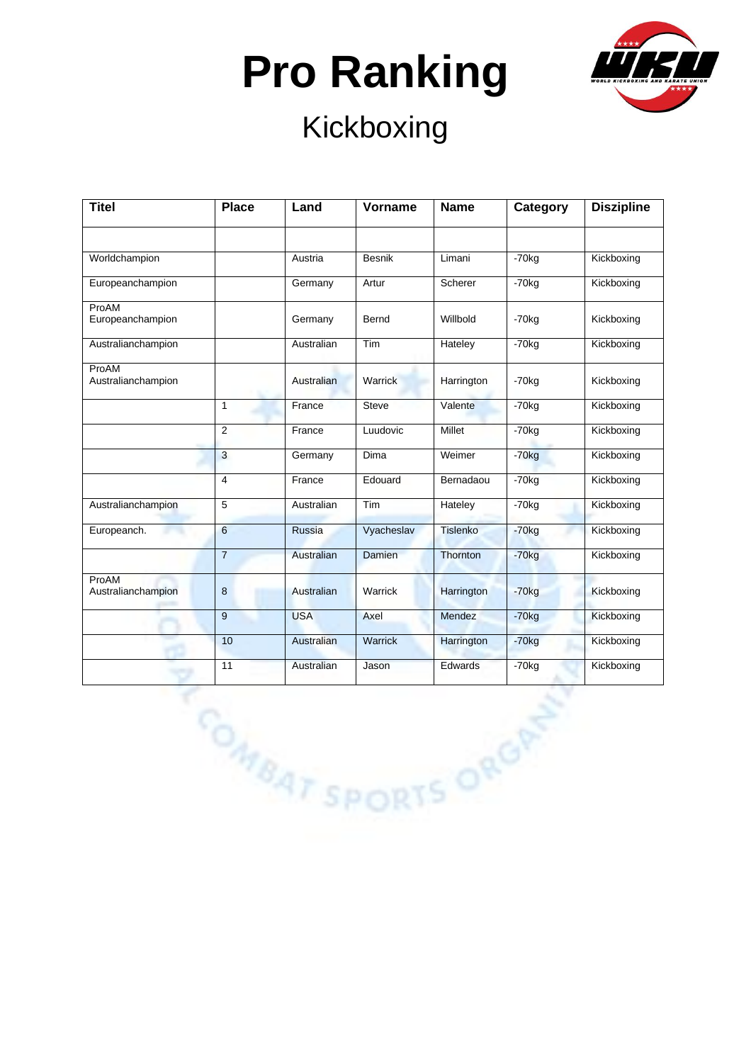# Pro Ranking

## Kickboxing

| Titel | Place | Land | Vorname | Name | Category | Diszipline |
|---|---|---|---|---|---|---|
| | | | | | | |
| Worldchampion | | Austria | Besnik | Limani | -70kg | Kickboxing |
| Europeanchampion | | Germany | Artur | Scherer | -70kg | Kickboxing |
| ProAM Europeanchampion | | Germany | Bernd | Willbold | -70kg | Kickboxing |
| Australianchampion | | Australian | Tim | Hateley | -70kg | Kickboxing |
| ProAM Australianchampion | | Australian | Warrick | Harrington | -70kg | Kickboxing |
| | 1 | France | Steve | Valente | -70kg | Kickboxing |
| | 2 | France | Luudovic | Millet | -70kg | Kickboxing |
| | 3 | Germany | Dima | Weimer | -70kg | Kickboxing |
| | 4 | France | Edouard | Bernadaou | -70kg | Kickboxing |
| Australianchampion | 5 | Australian | Tim | Hateley | -70kg | Kickboxing |
| Europeanch. | 6 | Russia | Vyacheslav | Tislenko | -70kg | Kickboxing |
| | 7 | Australian | Damien | Thornton | -70kg | Kickboxing |
| ProAM Australianchampion | 8 | Australian | Warrick | Harrington | -70kg | Kickboxing |
| | 9 | USA | Axel | Mendez | -70kg | Kickboxing |
| | 10 | Australian | Warrick | Harrington | -70kg | Kickboxing |
| | 11 | Australian | Jason | Edwards | -70kg | Kickboxing |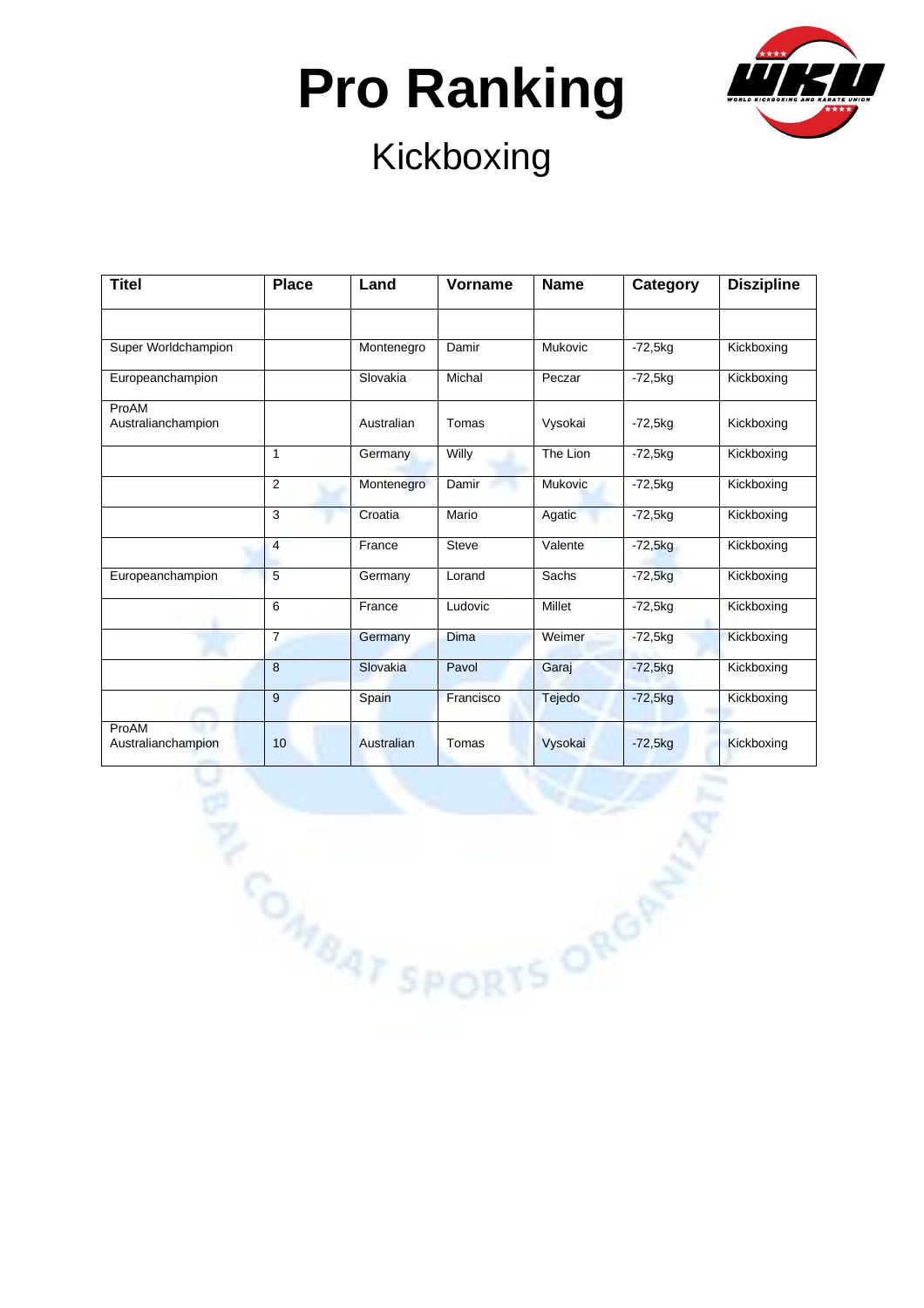# Pro Ranking

## Kickboxing

| Titel | Place | Land | Vorname | Name | Category | Dizipline |
|---|---|---|---|---|---|---|
| | | | | | | |
| Super Worldchampion | | Montenegro | Damir | Mukovic | -72,5kg | Kickboxing |
| Europeanchampion | | Slovakia | Michal | Peczar | -72,5kg | Kickboxing |
| ProAM Australianchampion | | Australian | Tomas | Vysokai | -72,5kg | Kickboxing |
| | 1 | Germany | Willy | The Lion | -72,5kg | Kickboxing |
| | 2 | Montenegro | Damir | Mukovic | -72,5kg | Kickboxing |
| | 3 | Croatia | Mario | Agatic | -72,5kg | Kickboxing |
| | 4 | France | Steve | Valente | -72,5kg | Kickboxing |
| Europeanchampion | 5 | Germany | Lorand | Sachs | -72,5kg | Kickboxing |
| | 6 | France | Ludovic | Millet | -72,5kg | Kickboxing |
| | 7 | Germany | Dima | Weimer | -72,5kg | Kickboxing |
| | 8 | Slovakia | Pavol | Garaj | -72,5kg | Kickboxing |
| | 9 | Spain | Francisco | Tejedo | -72,5kg | Kickboxing |
| ProAM Australianchampion | 10 | Australian | Tomas | Vysokai | -72,5kg | Kickboxing |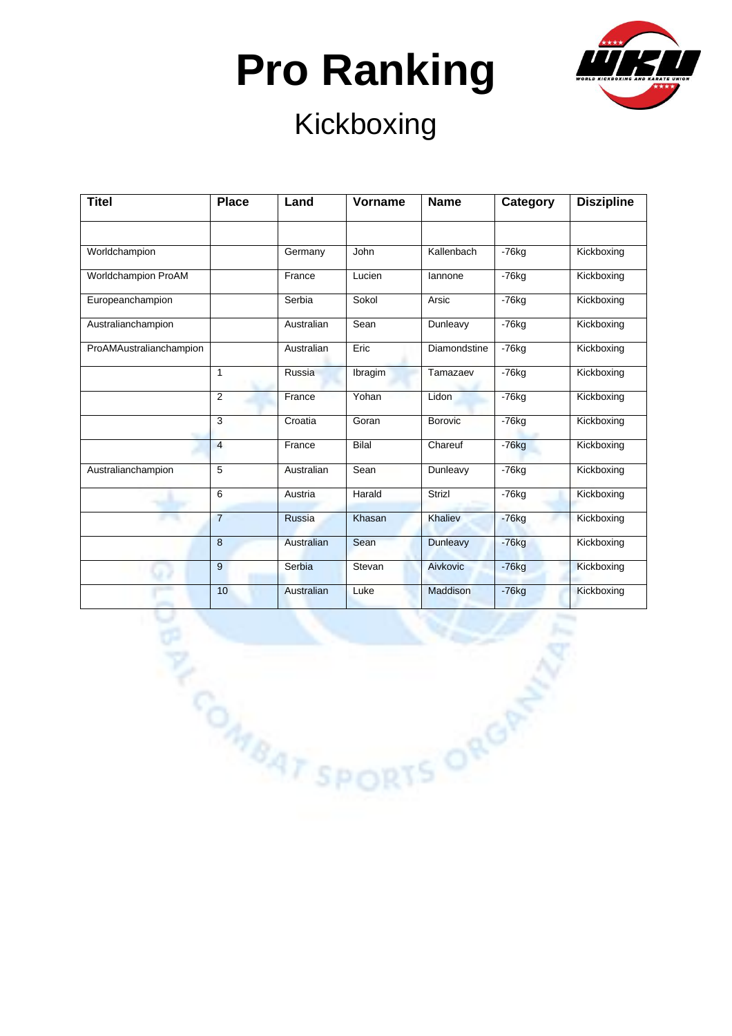# Pro Ranking

## Kickboxing

| Titel | Place | Land | Vorname | Name | Category | Diszipline |
|---|---|---|---|---|---|---|
| | | | | | | |
| Worldchampion | | Germany | John | Kallenbach | -76kg | Kickboxing |
| Worldchampion ProAM | | France | Lucien | Iannone | -76kg | Kickboxing |
| Europeanchampion | | Serbia | Sokol | Arsic | -76kg | Kickboxing |
| Australianchampion | | Australian | Sean | Dunleavy | -76kg | Kickboxing |
| ProAMAustralianchampion | | Australian | Eric | Diamondstine | -76kg | Kickboxing |
| | 1 | Russia | Ibragim | Tamazaev | -76kg | Kickboxing |
| | 2 | France | Yohan | Lidon | -76kg | Kickboxing |
| | 3 | Croatia | Goran | Borovic | -76kg | Kickboxing |
| | 4 | France | Bilal | Chareuf | -76kg | Kickboxing |
| Australianchampion | 5 | Australian | Sean | Dunleavy | -76kg | Kickboxing |
| | 6 | Austria | Harald | Strizl | -76kg | Kickboxing |
| | 7 | Russia | Khasan | Khaliev | -76kg | Kickboxing |
| | 8 | Australian | Sean | Dunleavy | -76kg | Kickboxing |
| | 9 | Serbia | Stevan | Aivkovic | -76kg | Kickboxing |
| | 10 | Australian | Luke | Maddison | -76kg | Kickboxing |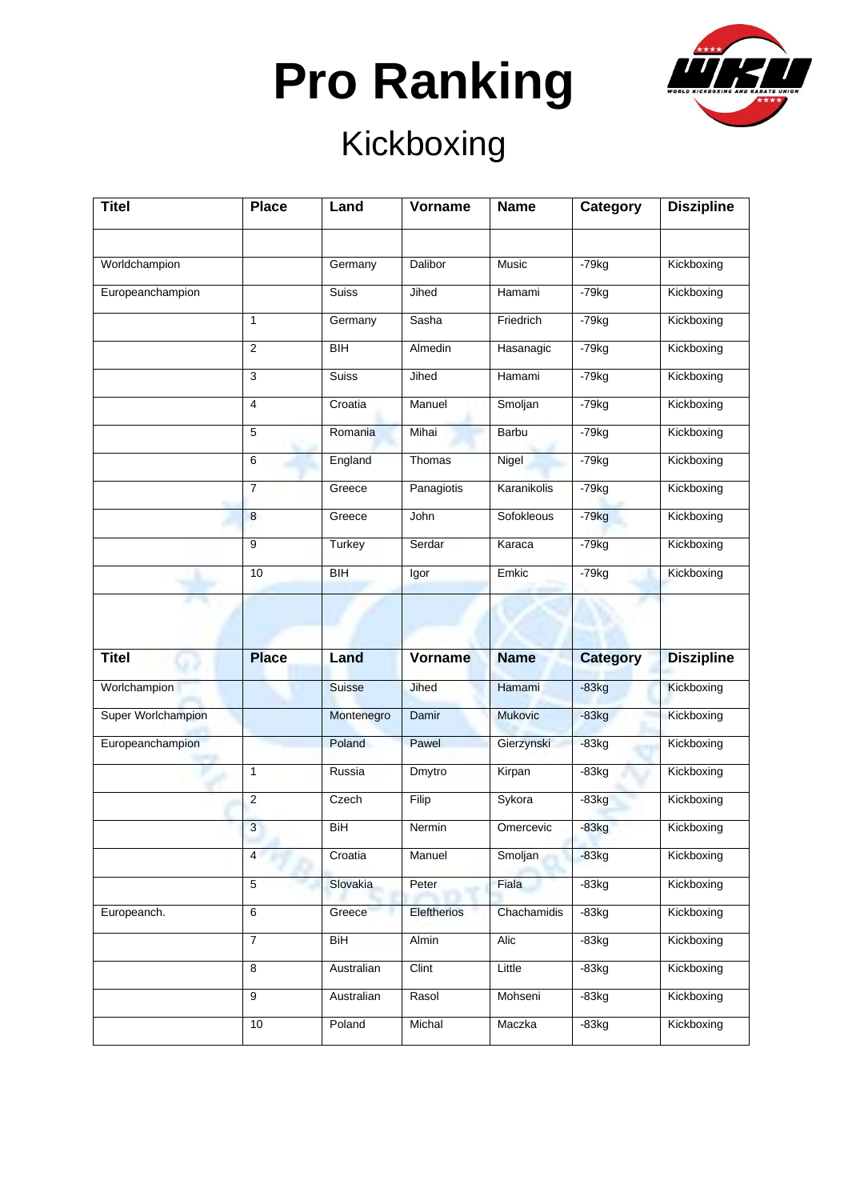# Pro Ranking

## Kickboxing

| Titel | Place | Land | Vorname | Name | Category | Dizipline |
|---|---|---|---|---|---|---|
| | | | | | | |
| Worldchampion | | Germany | Dalibor | Music | -79kg | Kickboxing |
| Europeanchampion | | Suiss | Jihed | Hamami | -79kg | Kickboxing |
| | 1 | Germany | Sasha | Friedrich | -79kg | Kickboxing |
| | 2 | BIH | Almedin | Hasanagic | -79kg | Kickboxing |
| | 3 | Suiss | Jihed | Hamami | -79kg | Kickboxing |
| | 4 | Croatia | Manuel | Smoljan | -79kg | Kickboxing |
| | 5 | Romania | Mihai | Barbu | -79kg | Kickboxing |
| | 6 | England | Thomas | Nigel | -79kg | Kickboxing |
| | 7 | Greece | Panagiotis | Karanikolis | -79kg | Kickboxing |
| | 8 | Greece | John | Sofokleous | -79kg | Kickboxing |
| | 9 | Turkey | Serdar | Karaca | -79kg | Kickboxing |
| | 10 | BIH | Igor | Emkic | -79kg | Kickboxing |
| | | | | | | |
| **Titel** | **Place** | **Land** | **Vorname** | **Name** | **Category** | **Dizipline** |
| Worlchampion | | Suisse | Jihed | Hamami | -83kg | Kickboxing |
| Super Worlchampion | | Montenegro | Damir | Mukovic | -83kg | Kickboxing |
| Europeanchampion | | Poland | Pawel | Gierzynski | -83kg | Kickboxing |
| | 1 | Russia | Dmytro | Kirpan | -83kg | Kickboxing |
| | 2 | Czech | Filip | Sykora | -83kg | Kickboxing |
| | 3 | BiH | Nermin | Omercevic | -83kg | Kickboxing |
| | 4 | Croatia | Manuel | Smoljan | -83kg | Kickboxing |
| | 5 | Slovakia | Peter | Fiala | -83kg | Kickboxing |
| Europeanch. | 6 | Greece | Eleftherios | Chachamidis | -83kg | Kickboxing |
| | 7 | BiH | Almin | Alic | -83kg | Kickboxing |
| | 8 | Australian | Clint | Little | -83kg | Kickboxing |
| | 9 | Australian | Rasol | Mohseni | -83kg | Kickboxing |
| | 10 | Poland | Michal | Maczka | -83kg | Kickboxing |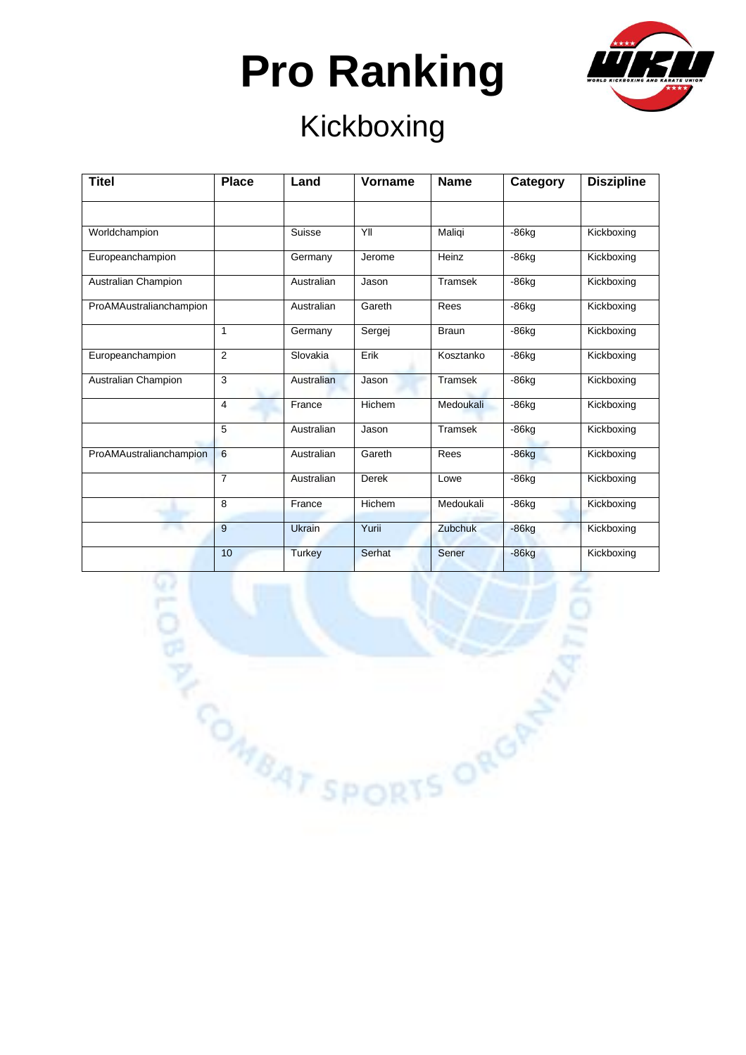# Pro Ranking

## Kickboxing

| Titel | Place | Land | Vorname | Name | Category | Dizipline |
|---|---|---|---|---|---|---|
| | | | | | | |
| Worldchampion | | Suisse | Yll | Maliqi | -86kg | Kickboxing |
| Europeanchampion | | Germany | Jerome | Heinz | -86kg | Kickboxing |
| Australian Champion | | Australian | Jason | Tramsek | -86kg | Kickboxing |
| ProAMAustralianchampion | | Australian | Gareth | Rees | -86kg | Kickboxing |
| | 1 | Germany | Sergej | Braun | -86kg | Kickboxing |
| Europeanchampion | 2 | Slovakia | Erik | Kosztanko | -86kg | Kickboxing |
| Australian Champion | 3 | Australian | Jason | Tramsek | -86kg | Kickboxing |
| | 4 | France | Hichem | Medoukali | -86kg | Kickboxing |
| | 5 | Australian | Jason | Tramsek | -86kg | Kickboxing |
| ProAMAustralianchampion | 6 | Australian | Gareth | Rees | -86kg | Kickboxing |
| | 7 | Australian | Derek | Lowe | -86kg | Kickboxing |
| | 8 | France | Hichem | Medoukali | -86kg | Kickboxing |
| | 9 | Ukrain | Yurii | Zubchuk | -86kg | Kickboxing |
| | 10 | Turkey | Serhat | Sener | -86kg | Kickboxing |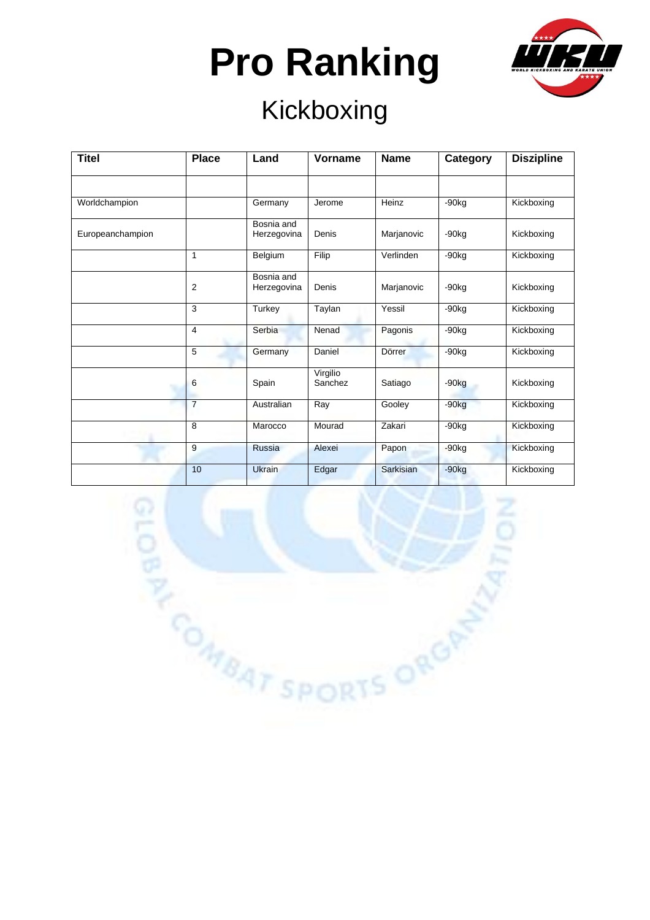# Pro Ranking

## Kickboxing

| Titel | Place | Land | Vorname | Name | Category | Dizipline |
|---|---|---|---|---|---|---|
| | | | | | | |
| Worldchampion | | Germany | Jerome | Heinz | -90kg | Kickboxing |
| Europeanchampion | | Bosnia and Herzegovina | Denis | Marjanovic | -90kg | Kickboxing |
| | 1 | Belgium | Filip | Verlinden | -90kg | Kickboxing |
| | 2 | Bosnia and Herzegovina | Denis | Marjanovic | -90kg | Kickboxing |
| | 3 | Turkey | Taylan | Yessil | -90kg | Kickboxing |
| | 4 | Serbia | Nenad | Pagonis | -90kg | Kickboxing |
| | 5 | Germany | Daniel | Dörrer | -90kg | Kickboxing |
| | 6 | Spain | Virgilio Sanchez | Satiago | -90kg | Kickboxing |
| | 7 | Australian | Ray | Gooley | -90kg | Kickboxing |
| | 8 | Marocco | Mourad | Zakari | -90kg | Kickboxing |
| | 9 | Russia | Alexei | Papon | -90kg | Kickboxing |
| | 10 | Ukrain | Edgar | Sarkisian | -90kg | Kickboxing |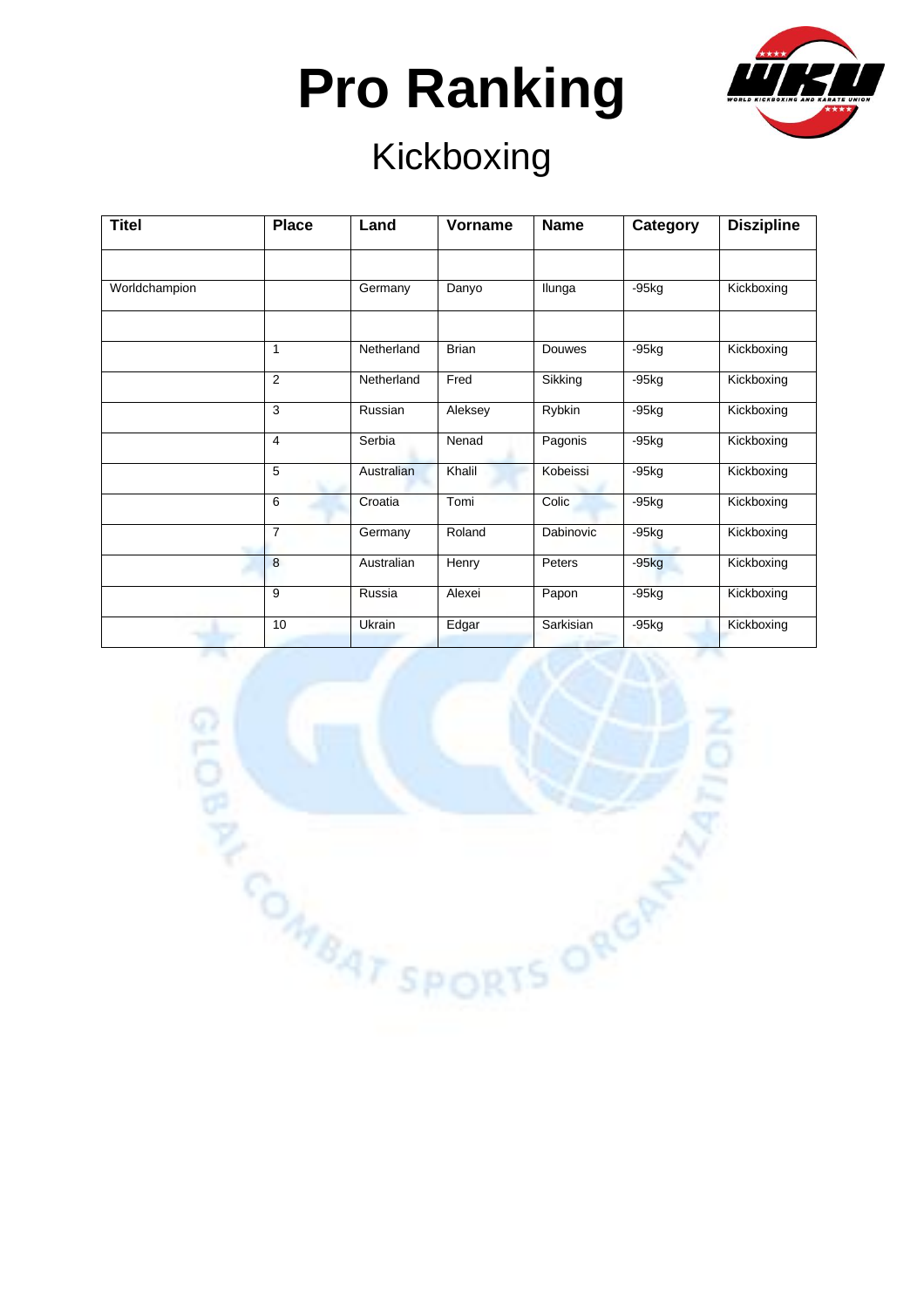# Pro Ranking

## Kickboxing

| Titel | Place | Land | Vorname | Name | Category | Diszipline |
|---|---|---|---|---|---|---|
| | | | | | | |
| Worldchampion | | Germany | Danyo | Ilunga | -95kg | Kickboxing |
| | | | | | | |
| | 1 | Netherland | Brian | Douwes | -95kg | Kickboxing |
| | 2 | Netherland | Fred | Sikking | -95kg | Kickboxing |
| | 3 | Russian | Aleksey | Rybkin | -95kg | Kickboxing |
| | 4 | Serbia | Nenad | Pagonis | -95kg | Kickboxing |
| | 5 | Australian | Khalil | Kobeissi | -95kg | Kickboxing |
| | 6 | Croatia | Tomi | Colic | -95kg | Kickboxing |
| | 7 | Germany | Roland | Dabinovic | -95kg | Kickboxing |
| | 8 | Australian | Henry | Peters | -95kg | Kickboxing |
| | 9 | Russia | Alexei | Papon | -95kg | Kickboxing |
| | 10 | Ukrain | Edgar | Sarkisian | -95kg | Kickboxing |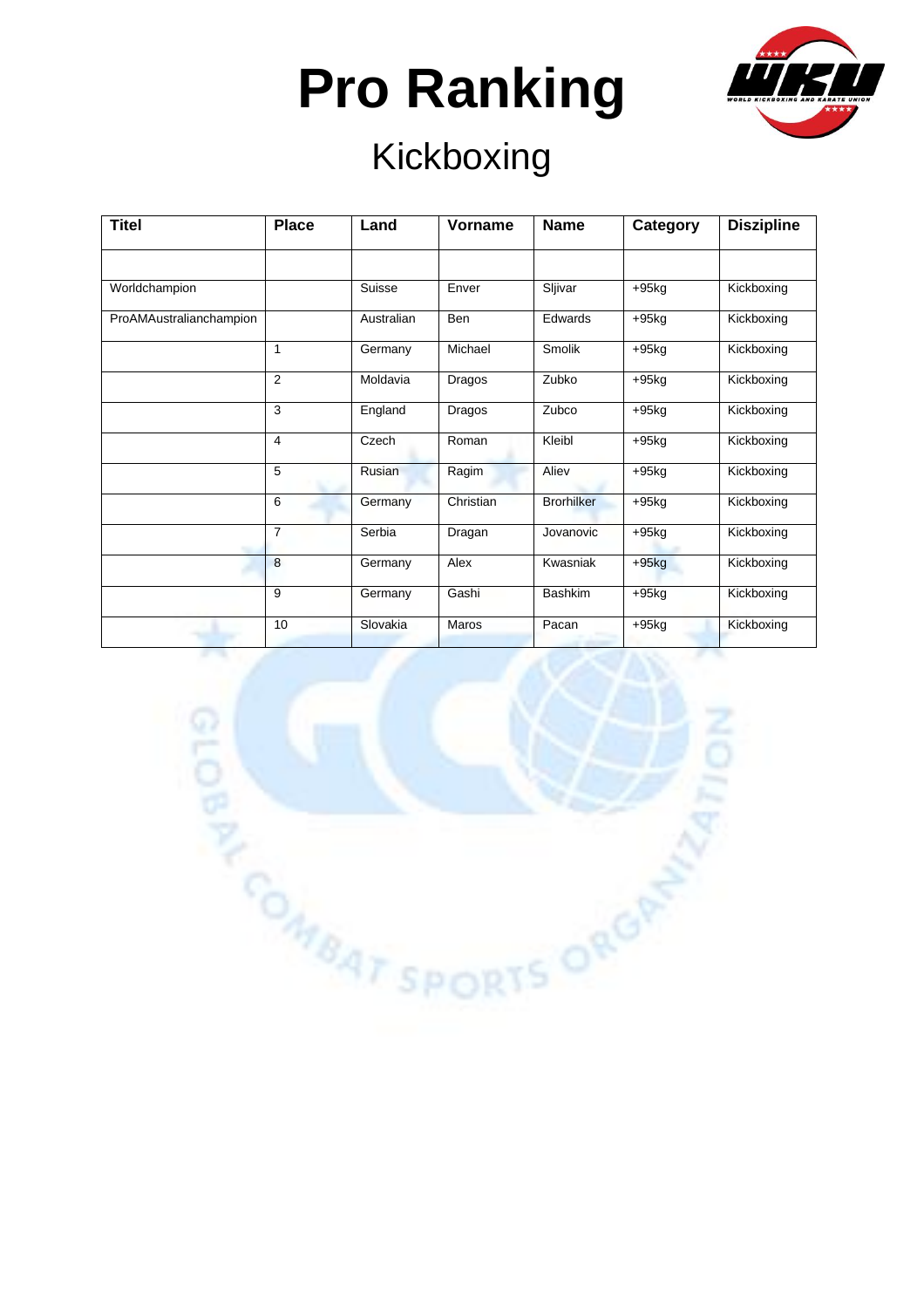# Pro Ranking

## Kickboxing

| Titel | Place | Land | Vorname | Name | Category | Dizipline |
|---|---|---|---|---|---|---|
| | | | | | | |
| Worldchampion | | Suisse | Enver | Sljivar | +95kg | Kickboxing |
| ProAMAustralianchampion | | Australian | Ben | Edwards | +95kg | Kickboxing |
| | 1 | Germany | Michael | Smolik | +95kg | Kickboxing |
| | 2 | Moldavia | Dragos | Zubko | +95kg | Kickboxing |
| | 3 | England | Dragos | Zubco | +95kg | Kickboxing |
| | 4 | Czech | Roman | Kleibl | +95kg | Kickboxing |
| | 5 | Rusian | Ragim | Aliev | +95kg | Kickboxing |
| | 6 | Germany | Christian | Brorhilker | +95kg | Kickboxing |
| | 7 | Serbia | Dragan | Jovanovic | +95kg | Kickboxing |
| | 8 | Germany | Alex | Kwasniak | +95kg | Kickboxing |
| | 9 | Germany | Gashi | Bashkim | +95kg | Kickboxing |
| | 10 | Slovakia | Maros | Pacan | +95kg | Kickboxing |